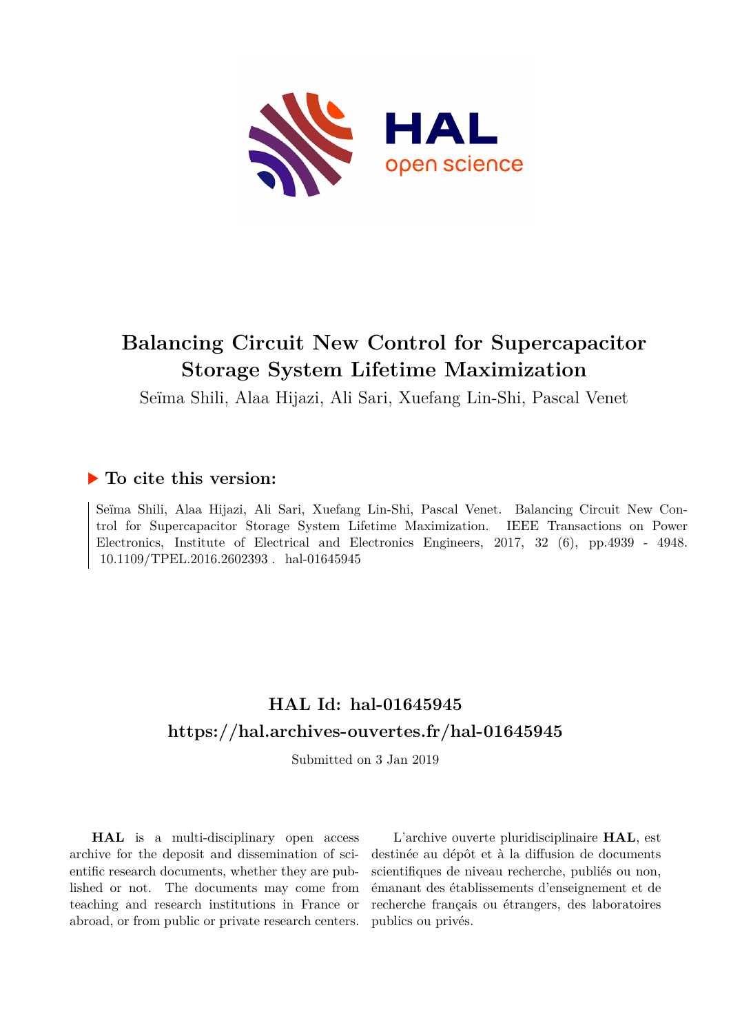# Balancing Circuit New Control for Supercapacitor Storage System Lifetime Maximization

Seïma Shili, Alaa Hijazi, Ali Sari, Xuefang Lin-Shi, Pascal Venet

## ▶ To cite this version:

Seïma Shili, Alaa Hijazi, Ali Sari, Xuefang Lin-Shi, Pascal Venet. Balancing Circuit New Control for Supercapacitor Storage System Lifetime Maximization. IEEE Transactions on Power Electronics, Institute of Electrical and Electronics Engineers, 2017, 32 (6), pp.4939 - 4948. 10.1109/TPEL.2016.2602393 . hal-01645945

## HAL Id: hal-01645945
## https://hal.archives-ouvertes.fr/hal-01645945

Submitted on 3 Jan 2019

**HAL** is a multi-disciplinary open access archive for the deposit and dissemination of scientific research documents, whether they are published or not. The documents may come from teaching and research institutions in France or abroad, or from public or private research centers.

L'archive ouverte pluridisciplinaire **HAL**, est destinée au dépôt et à la diffusion de documents scientifiques de niveau recherche, publiés ou non, émanant des établissements d'enseignement et de recherche français ou étrangers, des laboratoires publics ou privés.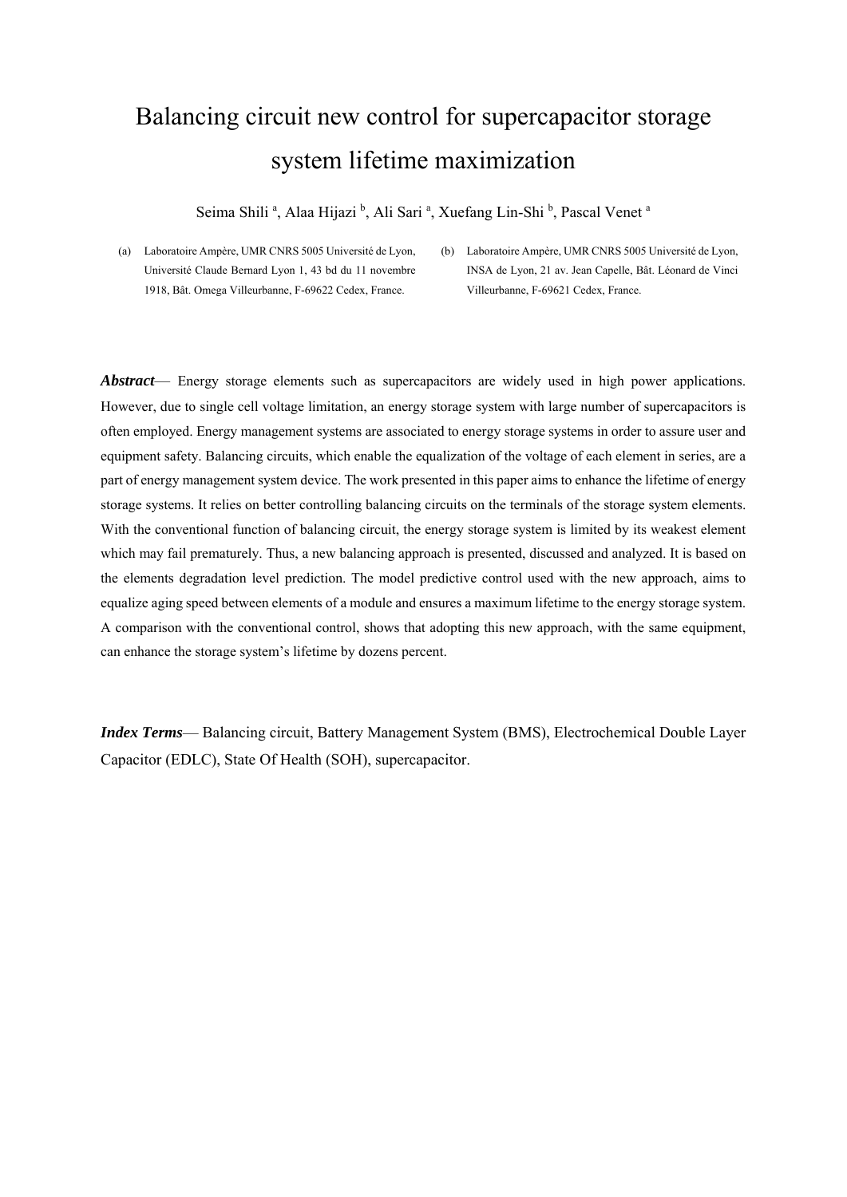# Balancing circuit new control for supercapacitor storage system lifetime maximization

Seima Shili [a], Alaa Hijazi [b], Ali Sari [a], Xuefang Lin-Shi [b], Pascal Venet [a]

(a) Laboratoire Ampère, UMR CNRS 5005 Université de Lyon, Université Claude Bernard Lyon 1, 43 bd du 11 novembre 1918, Bât. Omega Villeurbanne, F-69622 Cedex, France.

(b) Laboratoire Ampère, UMR CNRS 5005 Université de Lyon, INSA de Lyon, 21 av. Jean Capelle, Bât. Léonard de Vinci Villeurbanne, F-69621 Cedex, France.

***Abstract***— Energy storage elements such as supercapacitors are widely used in high power applications. However, due to single cell voltage limitation, an energy storage system with large number of supercapacitors is often employed. Energy management systems are associated to energy storage systems in order to assure user and equipment safety. Balancing circuits, which enable the equalization of the voltage of each element in series, are a part of energy management system device. The work presented in this paper aims to enhance the lifetime of energy storage systems. It relies on better controlling balancing circuits on the terminals of the storage system elements. With the conventional function of balancing circuit, the energy storage system is limited by its weakest element which may fail prematurely. Thus, a new balancing approach is presented, discussed and analyzed. It is based on the elements degradation level prediction. The model predictive control used with the new approach, aims to equalize aging speed between elements of a module and ensures a maximum lifetime to the energy storage system. A comparison with the conventional control, shows that adopting this new approach, with the same equipment, can enhance the storage system's lifetime by dozens percent.

***Index Terms***— Balancing circuit, Battery Management System (BMS), Electrochemical Double Layer Capacitor (EDLC), State Of Health (SOH), supercapacitor.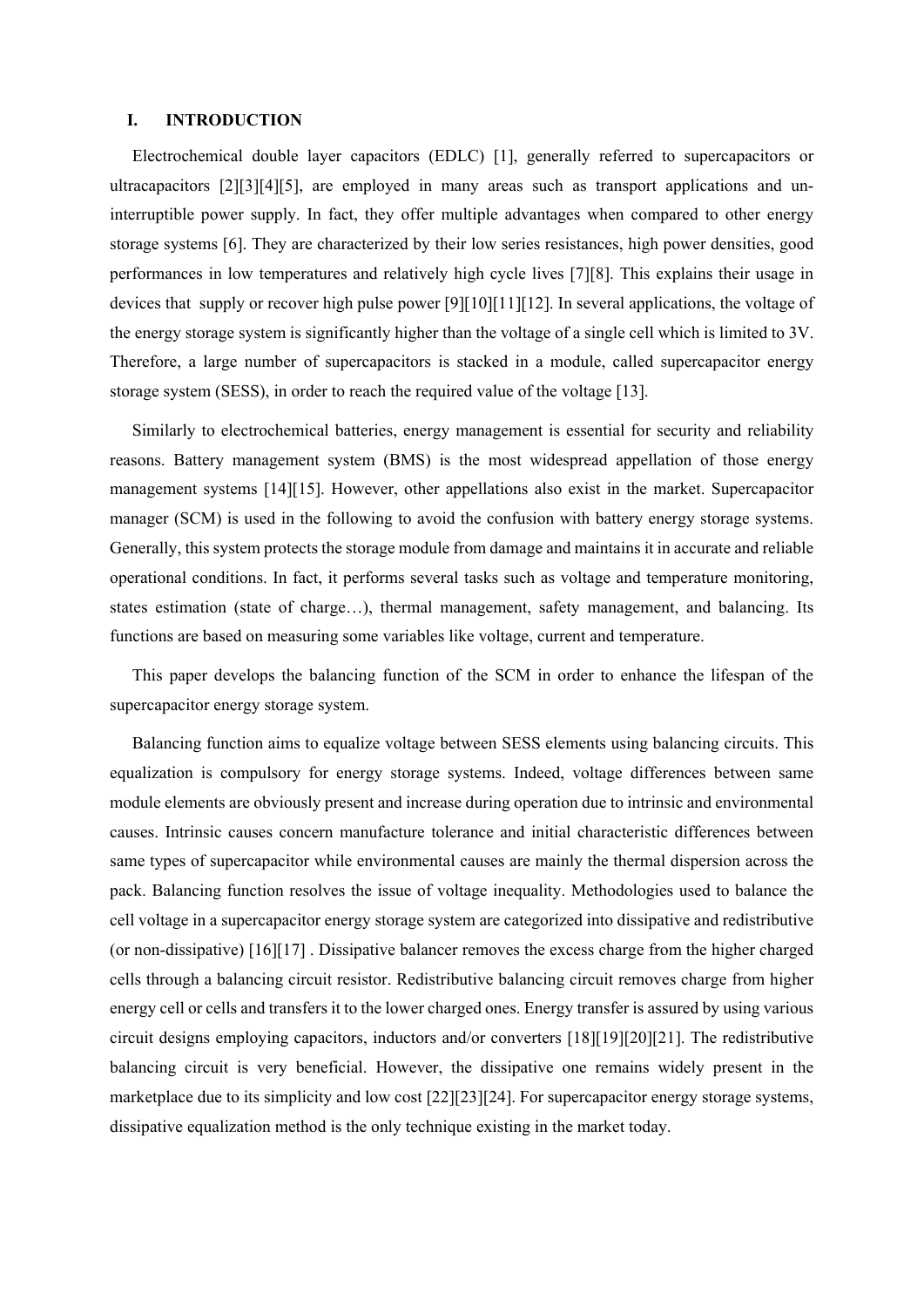## I. INTRODUCTION

Electrochemical double layer capacitors (EDLC) [1], generally referred to supercapacitors or ultracapacitors [2][3][4][5], are employed in many areas such as transport applications and un-interruptible power supply. In fact, they offer multiple advantages when compared to other energy storage systems [6]. They are characterized by their low series resistances, high power densities, good performances in low temperatures and relatively high cycle lives [7][8]. This explains their usage in devices that supply or recover high pulse power [9][10][11][12]. In several applications, the voltage of the energy storage system is significantly higher than the voltage of a single cell which is limited to 3V. Therefore, a large number of supercapacitors is stacked in a module, called supercapacitor energy storage system (SESS), in order to reach the required value of the voltage [13].

Similarly to electrochemical batteries, energy management is essential for security and reliability reasons. Battery management system (BMS) is the most widespread appellation of those energy management systems [14][15]. However, other appellations also exist in the market. Supercapacitor manager (SCM) is used in the following to avoid the confusion with battery energy storage systems. Generally, this system protects the storage module from damage and maintains it in accurate and reliable operational conditions. In fact, it performs several tasks such as voltage and temperature monitoring, states estimation (state of charge…), thermal management, safety management, and balancing. Its functions are based on measuring some variables like voltage, current and temperature.

This paper develops the balancing function of the SCM in order to enhance the lifespan of the supercapacitor energy storage system.

Balancing function aims to equalize voltage between SESS elements using balancing circuits. This equalization is compulsory for energy storage systems. Indeed, voltage differences between same module elements are obviously present and increase during operation due to intrinsic and environmental causes. Intrinsic causes concern manufacture tolerance and initial characteristic differences between same types of supercapacitor while environmental causes are mainly the thermal dispersion across the pack. Balancing function resolves the issue of voltage inequality. Methodologies used to balance the cell voltage in a supercapacitor energy storage system are categorized into dissipative and redistributive (or non-dissipative) [16][17] . Dissipative balancer removes the excess charge from the higher charged cells through a balancing circuit resistor. Redistributive balancing circuit removes charge from higher energy cell or cells and transfers it to the lower charged ones. Energy transfer is assured by using various circuit designs employing capacitors, inductors and/or converters [18][19][20][21]. The redistributive balancing circuit is very beneficial. However, the dissipative one remains widely present in the marketplace due to its simplicity and low cost [22][23][24]. For supercapacitor energy storage systems, dissipative equalization method is the only technique existing in the market today.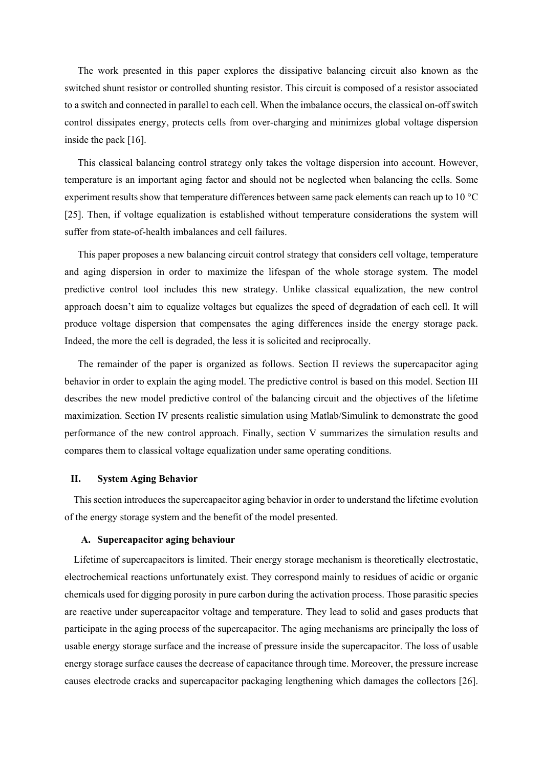The work presented in this paper explores the dissipative balancing circuit also known as the switched shunt resistor or controlled shunting resistor. This circuit is composed of a resistor associated to a switch and connected in parallel to each cell. When the imbalance occurs, the classical on-off switch control dissipates energy, protects cells from over-charging and minimizes global voltage dispersion inside the pack [16].

This classical balancing control strategy only takes the voltage dispersion into account. However, temperature is an important aging factor and should not be neglected when balancing the cells. Some experiment results show that temperature differences between same pack elements can reach up to 10 °C [25]. Then, if voltage equalization is established without temperature considerations the system will suffer from state-of-health imbalances and cell failures.

This paper proposes a new balancing circuit control strategy that considers cell voltage, temperature and aging dispersion in order to maximize the lifespan of the whole storage system. The model predictive control tool includes this new strategy. Unlike classical equalization, the new control approach doesn't aim to equalize voltages but equalizes the speed of degradation of each cell. It will produce voltage dispersion that compensates the aging differences inside the energy storage pack. Indeed, the more the cell is degraded, the less it is solicited and reciprocally.

The remainder of the paper is organized as follows. Section II reviews the supercapacitor aging behavior in order to explain the aging model. The predictive control is based on this model. Section III describes the new model predictive control of the balancing circuit and the objectives of the lifetime maximization. Section IV presents realistic simulation using Matlab/Simulink to demonstrate the good performance of the new control approach. Finally, section V summarizes the simulation results and compares them to classical voltage equalization under same operating conditions.

## II. System Aging Behavior

This section introduces the supercapacitor aging behavior in order to understand the lifetime evolution of the energy storage system and the benefit of the model presented.

### A. Supercapacitor aging behaviour

Lifetime of supercapacitors is limited. Their energy storage mechanism is theoretically electrostatic, electrochemical reactions unfortunately exist. They correspond mainly to residues of acidic or organic chemicals used for digging porosity in pure carbon during the activation process. Those parasitic species are reactive under supercapacitor voltage and temperature. They lead to solid and gases products that participate in the aging process of the supercapacitor. The aging mechanisms are principally the loss of usable energy storage surface and the increase of pressure inside the supercapacitor. The loss of usable energy storage surface causes the decrease of capacitance through time. Moreover, the pressure increase causes electrode cracks and supercapacitor packaging lengthening which damages the collectors [26].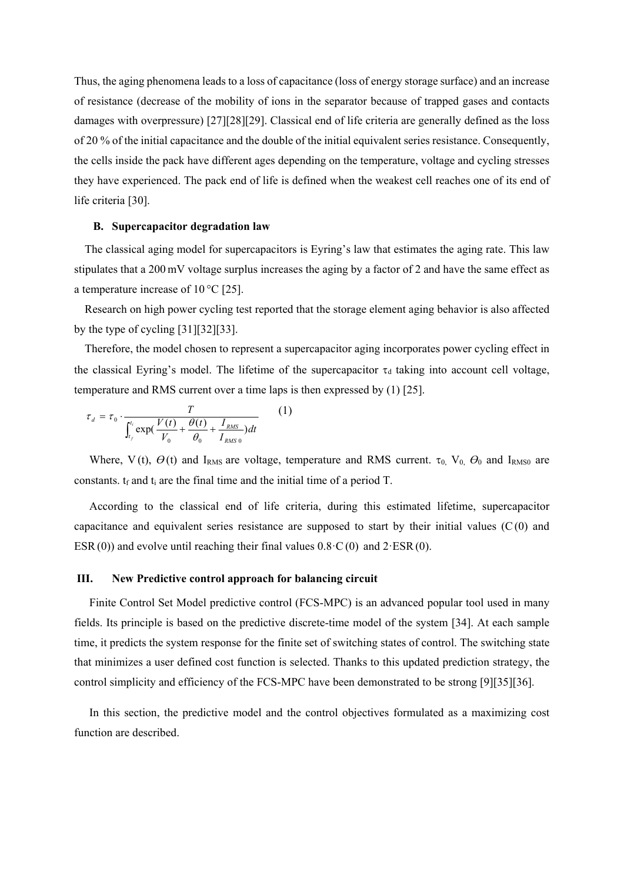Thus, the aging phenomena leads to a loss of capacitance (loss of energy storage surface) and an increase of resistance (decrease of the mobility of ions in the separator because of trapped gases and contacts damages with overpressure) [27][28][29]. Classical end of life criteria are generally defined as the loss of 20 % of the initial capacitance and the double of the initial equivalent series resistance. Consequently, the cells inside the pack have different ages depending on the temperature, voltage and cycling stresses they have experienced. The pack end of life is defined when the weakest cell reaches one of its end of life criteria [30].

### B. Supercapacitor degradation law

The classical aging model for supercapacitors is Eyring's law that estimates the aging rate. This law stipulates that a 200 mV voltage surplus increases the aging by a factor of 2 and have the same effect as a temperature increase of 10 °C [25].

Research on high power cycling test reported that the storage element aging behavior is also affected by the type of cycling [31][32][33].

Therefore, the model chosen to represent a supercapacitor aging incorporates power cycling effect in the classical Eyring's model. The lifetime of the supercapacitor $\tau_d$ taking into account cell voltage, temperature and RMS current over a time laps is then expressed by (1) [25].

$$\tau_d = \tau_0 \cdot \frac{T}{\int_{t_f}^{t_i} \exp\left(\frac{V(t)}{V_0} + \frac{\theta(t)}{\theta_0} + \frac{I_{RMS}}{I_{RMS0}}\right) dt} \quad (1)$$

Where, $V(t)$, $\Theta(t)$ and $I_{RMS}$ are voltage, temperature and RMS current. $\tau_0$, $V_0$, $\Theta_0$ and $I_{RMS0}$ are constants. $t_f$ and $t_i$ are the final time and the initial time of a period T.

According to the classical end of life criteria, during this estimated lifetime, supercapacitor capacitance and equivalent series resistance are supposed to start by their initial values ($C(0)$ and $ESR(0)$) and evolve until reaching their final values $0.8 \cdot C(0)$ and $2 \cdot ESR(0)$.

## III. New Predictive control approach for balancing circuit

Finite Control Set Model predictive control (FCS-MPC) is an advanced popular tool used in many fields. Its principle is based on the predictive discrete-time model of the system [34]. At each sample time, it predicts the system response for the finite set of switching states of control. The switching state that minimizes a user defined cost function is selected. Thanks to this updated prediction strategy, the control simplicity and efficiency of the FCS-MPC have been demonstrated to be strong [9][35][36].

In this section, the predictive model and the control objectives formulated as a maximizing cost function are described.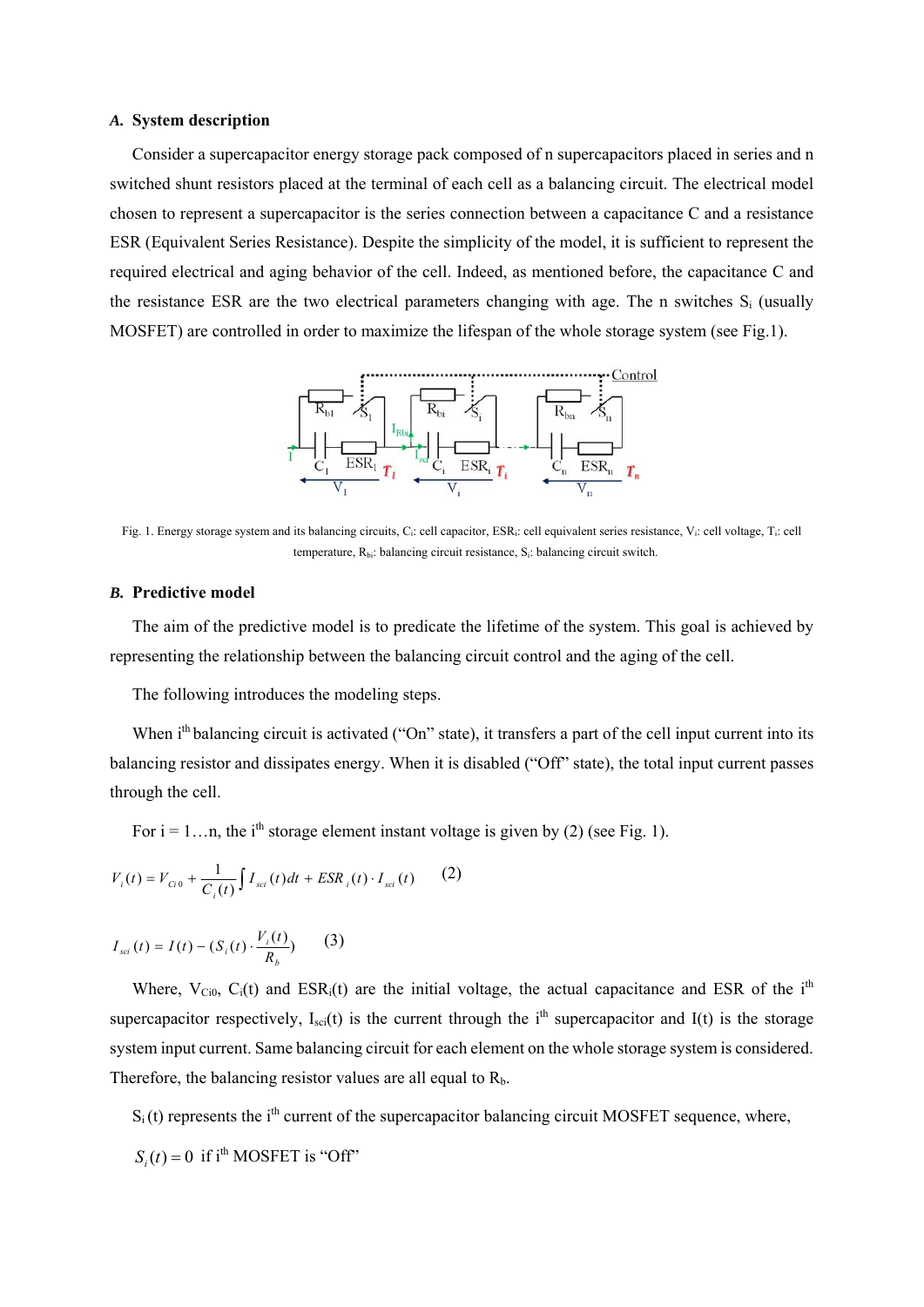### *A.* System description

Consider a supercapacitor energy storage pack composed of n supercapacitors placed in series and n switched shunt resistors placed at the terminal of each cell as a balancing circuit. The electrical model chosen to represent a supercapacitor is the series connection between a capacitance C and a resistance ESR (Equivalent Series Resistance). Despite the simplicity of the model, it is sufficient to represent the required electrical and aging behavior of the cell. Indeed, as mentioned before, the capacitance C and the resistance ESR are the two electrical parameters changing with age. The n switches $S_i$ (usually MOSFET) are controlled in order to maximize the lifespan of the whole storage system (see Fig.1).

Fig. 1. Energy storage system and its balancing circuits, $C_i$: cell capacitor, $ESR_i$: cell equivalent series resistance, $V_i$: cell voltage, $T_i$: cell temperature, $R_{bi}$: balancing circuit resistance, $S_i$: balancing circuit switch.

### *B.* Predictive model

The aim of the predictive model is to predicate the lifetime of the system. This goal is achieved by representing the relationship between the balancing circuit control and the aging of the cell.

The following introduces the modeling steps.

When i[th] balancing circuit is activated ("On" state), it transfers a part of the cell input current into its balancing resistor and dissipates energy. When it is disabled ("Off" state), the total input current passes through the cell.

For i = 1…n, the i[th] storage element instant voltage is given by (2) (see Fig. 1).

$$V_i(t) = V_{Ci0} + \frac{1}{C_i(t)}\int I_{sci}(t)dt + ESR_i(t)\cdot I_{sci}(t) \qquad (2)$$

$$I_{sci}(t) = I(t) - (S_i(t)\cdot\frac{V_i(t)}{R_b}) \qquad (3)$$

Where, $V_{Ci0}$, $C_i(t)$ and $ESR_i(t)$ are the initial voltage, the actual capacitance and ESR of the i[th] supercapacitor respectively, $I_{sci}(t)$ is the current through the i[th] supercapacitor and I(t) is the storage system input current. Same balancing circuit for each element on the whole storage system is considered. Therefore, the balancing resistor values are all equal to $R_b$.

$S_i(t)$ represents the i[th] current of the supercapacitor balancing circuit MOSFET sequence, where,

$S_i(t) = 0$ if i[th] MOSFET is "Off"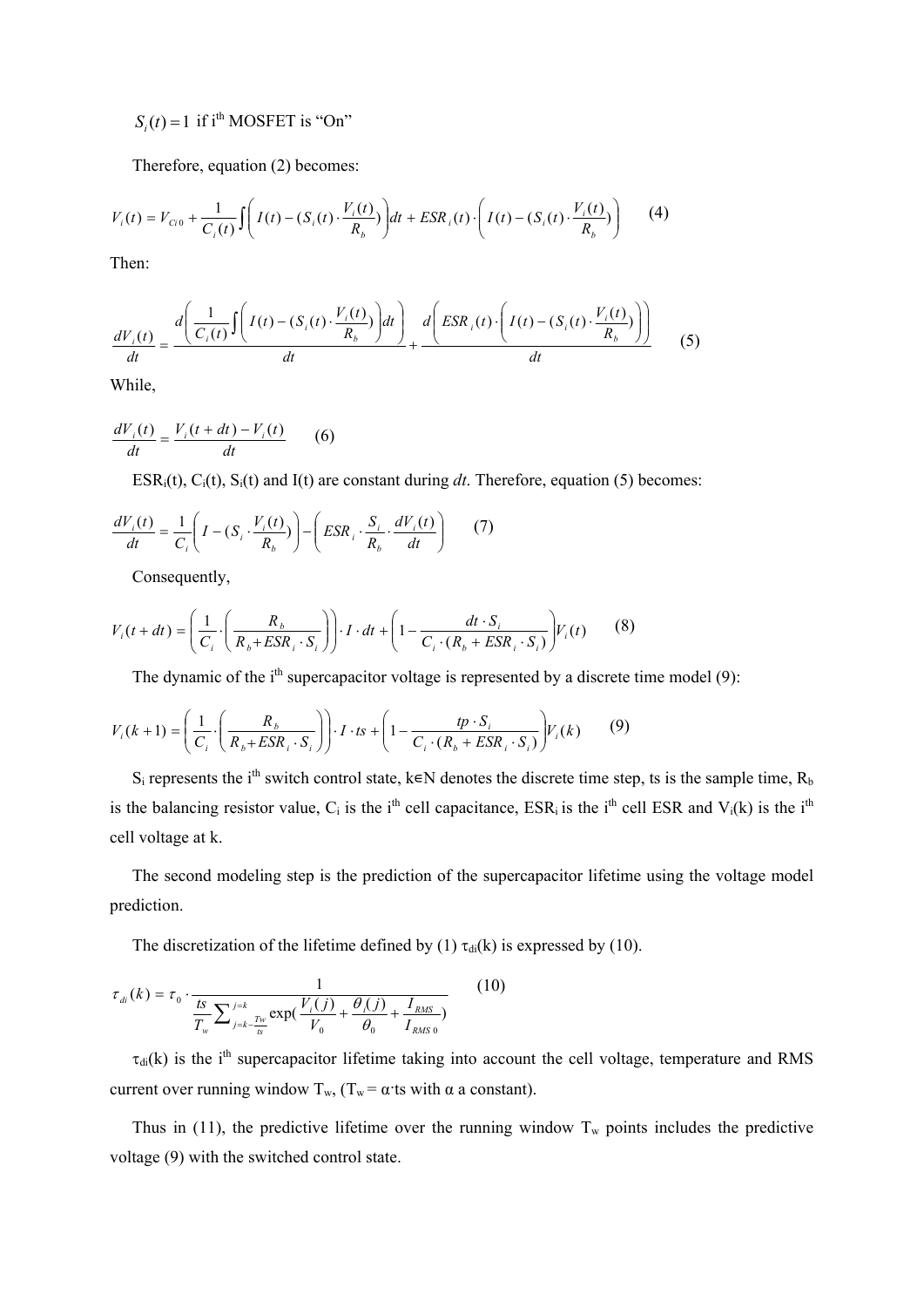$S_i(t) = 1$ if i[th] MOSFET is "On"

Therefore, equation (2) becomes:

$$V_i(t) = V_{Ci0} + \frac{1}{C_i(t)} \int \left( I(t) - (S_i(t) \cdot \frac{V_i(t)}{R_b}) \right) dt + ESR_i(t) \cdot \left( I(t) - (S_i(t) \cdot \frac{V_i(t)}{R_b}) \right) \qquad (4)$$

Then:

$$\frac{dV_i(t)}{dt} = \frac{d\left( \frac{1}{C_i(t)} \int \left( I(t) - (S_i(t) \cdot \frac{V_i(t)}{R_b}) \right) dt \right)}{dt} + \frac{d\left( ESR_i(t) \cdot \left( I(t) - (S_i(t) \cdot \frac{V_i(t)}{R_b}) \right) \right)}{dt} \qquad (5)$$

While,

$$\frac{dV_i(t)}{dt} = \frac{V_i(t+dt) - V_i(t)}{dt} \qquad (6)$$

$ESR_i(t)$, $C_i(t)$, $S_i(t)$ and $I(t)$ are constant during *dt*. Therefore, equation (5) becomes:

$$\frac{dV_i(t)}{dt} = \frac{1}{C_i}\left( I - (S_i \cdot \frac{V_i(t)}{R_b}) \right) - \left( ESR_i \cdot \frac{S_i}{R_b} \cdot \frac{dV_i(t)}{dt} \right) \qquad (7)$$

Consequently,

$$V_i(t+dt) = \left( \frac{1}{C_i} \cdot \left( \frac{R_b}{R_b + ESR_i \cdot S_i} \right) \right) \cdot I \cdot dt + \left( 1 - \frac{dt \cdot S_i}{C_i \cdot (R_b + ESR_i \cdot S_i)} \right) V_i(t) \qquad (8)$$

The dynamic of the i[th] supercapacitor voltage is represented by a discrete time model (9):

$$V_i(k+1) = \left( \frac{1}{C_i} \cdot \left( \frac{R_b}{R_b + ESR_i \cdot S_i} \right) \right) \cdot I \cdot ts + \left( 1 - \frac{tp \cdot S_i}{C_i \cdot (R_b + ESR_i \cdot S_i)} \right) V_i(k) \qquad (9)$$

$S_i$ represents the i[th] switch control state, $k \in \mathbb{N}$ denotes the discrete time step, ts is the sample time, $R_b$ is the balancing resistor value, $C_i$ is the i[th] cell capacitance, $ESR_i$ is the i[th] cell ESR and $V_i(k)$ is the i[th] cell voltage at k.

The second modeling step is the prediction of the supercapacitor lifetime using the voltage model prediction.

The discretization of the lifetime defined by (1) $\tau_{di}(k)$ is expressed by (10).

$$\tau_{di}(k) = \tau_0 \cdot \frac{1}{\frac{ts}{T_w} \sum_{j=k-\frac{T_w}{ts}}^{j=k} \exp\left( \frac{V_i(j)}{V_0} + \frac{\theta_i(j)}{\theta_0} + \frac{I_{RMS}}{I_{RMS0}} \right)} \qquad (10)$$

$\tau_{di}(k)$ is the i[th] supercapacitor lifetime taking into account the cell voltage, temperature and RMS current over running window $T_w$, ($T_w = \alpha \cdot ts$ with α a constant).

Thus in (11), the predictive lifetime over the running window $T_w$ points includes the predictive voltage (9) with the switched control state.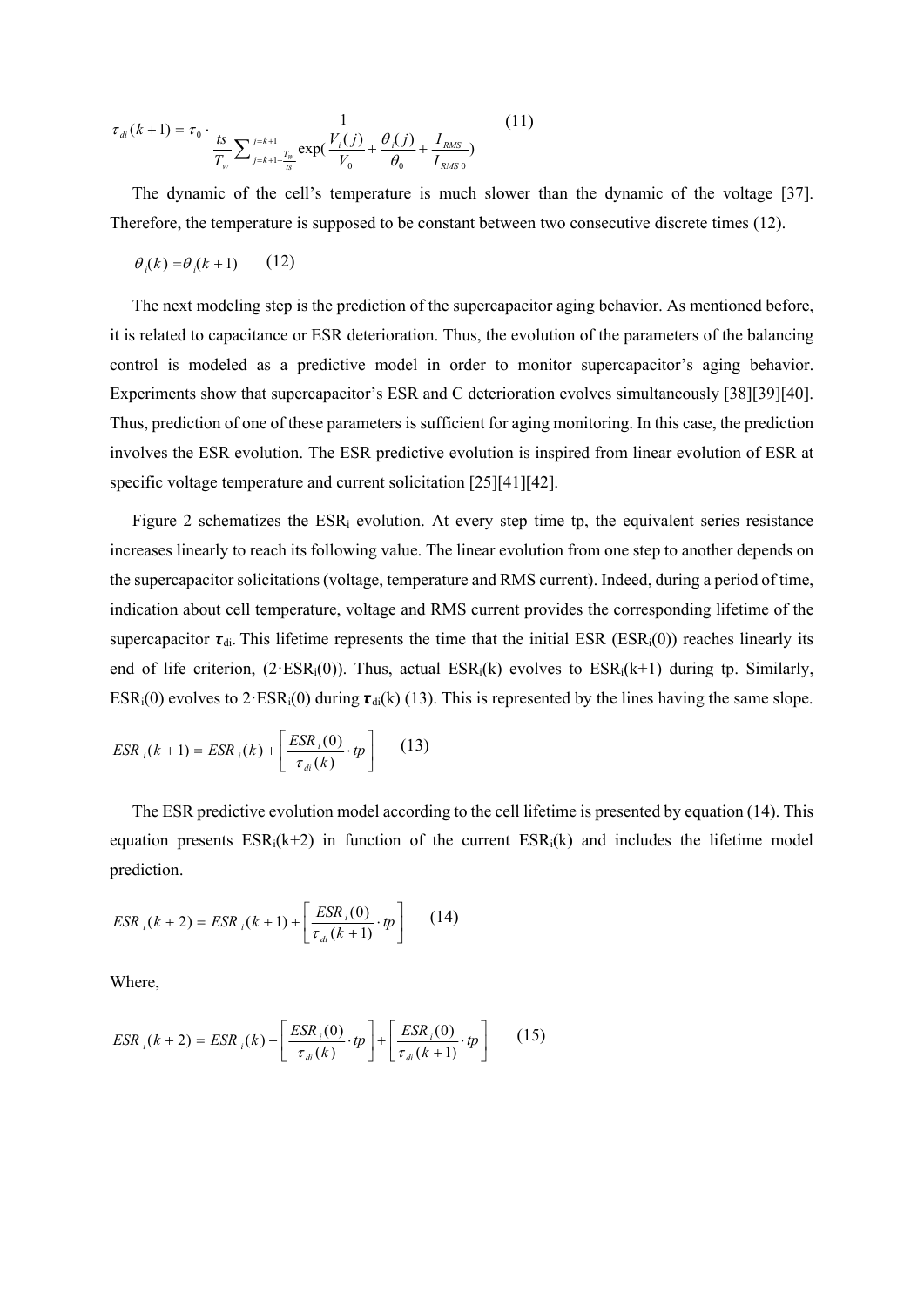$$\tau_{di}(k+1) = \tau_0 \cdot \frac{1}{\frac{ts}{T_w}\sum_{j=k+1-\frac{T_w}{ts}}^{j=k+1} \exp\left(\frac{V_i(j)}{V_0} + \frac{\theta_i(j)}{\theta_0} + \frac{I_{RMS}}{I_{RMS0}}\right)} \quad (11)$$

The dynamic of the cell's temperature is much slower than the dynamic of the voltage [37]. Therefore, the temperature is supposed to be constant between two consecutive discrete times (12).

$$\theta_i(k) = \theta_i(k+1) \quad (12)$$

The next modeling step is the prediction of the supercapacitor aging behavior. As mentioned before, it is related to capacitance or ESR deterioration. Thus, the evolution of the parameters of the balancing control is modeled as a predictive model in order to monitor supercapacitor's aging behavior. Experiments show that supercapacitor's ESR and C deterioration evolves simultaneously [38][39][40]. Thus, prediction of one of these parameters is sufficient for aging monitoring. In this case, the prediction involves the ESR evolution. The ESR predictive evolution is inspired from linear evolution of ESR at specific voltage temperature and current solicitation [25][41][42].

Figure 2 schematizes the $ESR_i$ evolution. At every step time tp, the equivalent series resistance increases linearly to reach its following value. The linear evolution from one step to another depends on the supercapacitor solicitations (voltage, temperature and RMS current). Indeed, during a period of time, indication about cell temperature, voltage and RMS current provides the corresponding lifetime of the supercapacitor $\tau_{di}$. This lifetime represents the time that the initial ESR ($ESR_i(0)$) reaches linearly its end of life criterion, ($2 \cdot ESR_i(0)$)). Thus, actual $ESR_i(k)$ evolves to $ESR_i(k+1)$ during tp. Similarly, $ESR_i(0)$ evolves to $2 \cdot ESR_i(0)$ during $\tau_{di}(k)$ (13). This is represented by the lines having the same slope.

$$ESR_i(k+1) = ESR_i(k) + \left[\frac{ESR_i(0)}{\tau_{di}(k)} \cdot tp\right] \quad (13)$$

The ESR predictive evolution model according to the cell lifetime is presented by equation (14). This equation presents $ESR_i(k+2)$ in function of the current $ESR_i(k)$ and includes the lifetime model prediction.

$$ESR_i(k+2) = ESR_i(k+1) + \left[\frac{ESR_i(0)}{\tau_{di}(k+1)} \cdot tp\right] \quad (14)$$

Where,

$$ESR_i(k+2) = ESR_i(k) + \left[\frac{ESR_i(0)}{\tau_{di}(k)} \cdot tp\right] + \left[\frac{ESR_i(0)}{\tau_{di}(k+1)} \cdot tp\right] \quad (15)$$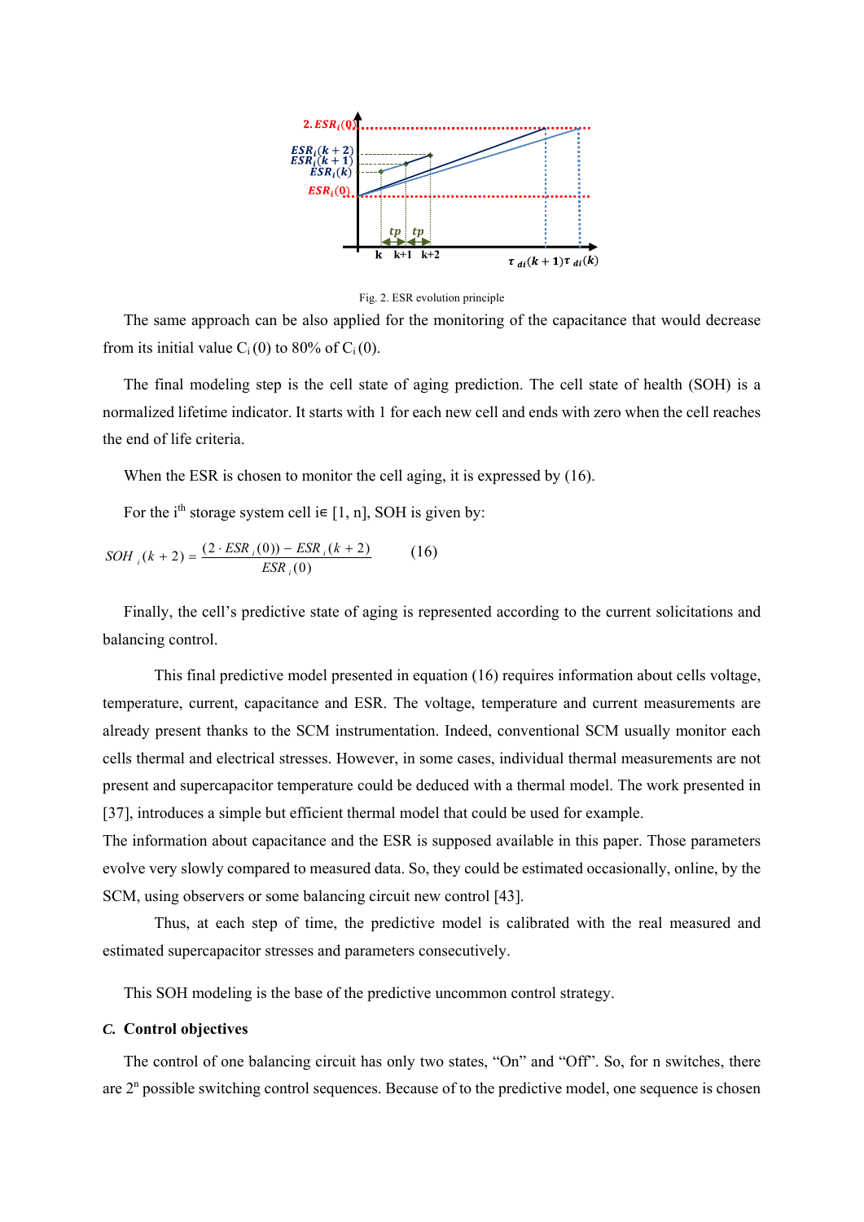Fig. 2. ESR evolution principle

The same approach can be also applied for the monitoring of the capacitance that would decrease from its initial value $C_i(0)$ to 80% of $C_i(0)$.

The final modeling step is the cell state of aging prediction. The cell state of health (SOH) is a normalized lifetime indicator. It starts with 1 for each new cell and ends with zero when the cell reaches the end of life criteria.

When the ESR is chosen to monitor the cell aging, it is expressed by (16).

For the $i^{th}$ storage system cell $i \in [1, n]$, SOH is given by:

$$SOH_i(k+2) = \frac{(2 \cdot ESR_i(0)) - ESR_i(k+2)}{ESR_i(0)} \qquad (16)$$

Finally, the cell's predictive state of aging is represented according to the current solicitations and balancing control.

This final predictive model presented in equation (16) requires information about cells voltage, temperature, current, capacitance and ESR. The voltage, temperature and current measurements are already present thanks to the SCM instrumentation. Indeed, conventional SCM usually monitor each cells thermal and electrical stresses. However, in some cases, individual thermal measurements are not present and supercapacitor temperature could be deduced with a thermal model. The work presented in [37], introduces a simple but efficient thermal model that could be used for example.

The information about capacitance and the ESR is supposed available in this paper. Those parameters evolve very slowly compared to measured data. So, they could be estimated occasionally, online, by the SCM, using observers or some balancing circuit new control [43].

Thus, at each step of time, the predictive model is calibrated with the real measured and estimated supercapacitor stresses and parameters consecutively.

This SOH modeling is the base of the predictive uncommon control strategy.

### *C.* Control objectives

The control of one balancing circuit has only two states, "On" and "Off". So, for n switches, there are $2^n$ possible switching control sequences. Because of to the predictive model, one sequence is chosen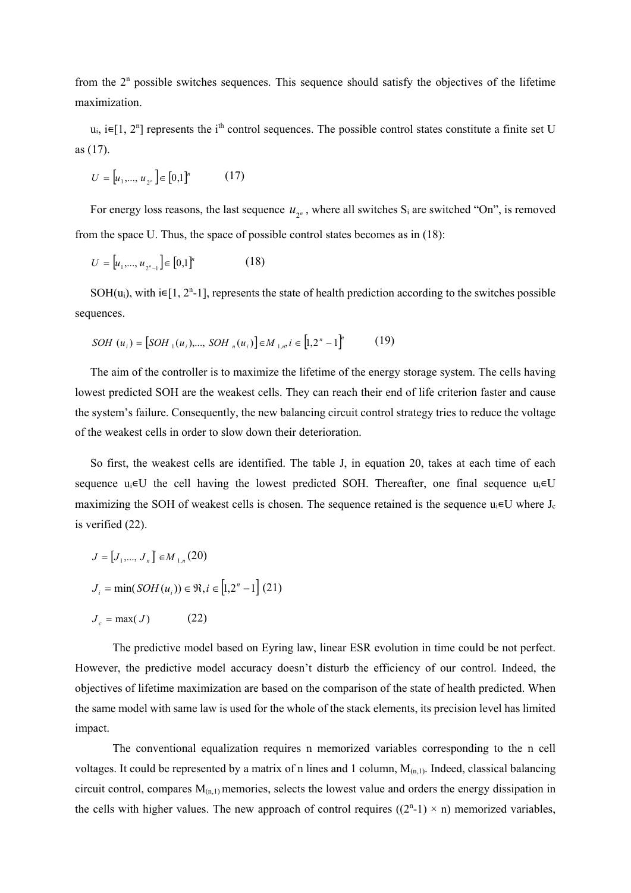from the $2^n$ possible switches sequences. This sequence should satisfy the objectives of the lifetime maximization.

$u_i$, $i \in [1, 2^n]$ represents the $i^{th}$ control sequences. The possible control states constitute a finite set U as (17).

$$U = [u_1, ..., u_{2^n}] \in [0,1]^n \qquad (17)$$

For energy loss reasons, the last sequence $u_{2^n}$, where all switches $S_i$ are switched "On", is removed from the space U. Thus, the space of possible control states becomes as in (18):

$$U = [u_1, ..., u_{2^n-1}] \in [0,1]^n \qquad (18)$$

SOH($u_i$), with $i \in [1, 2^n-1]$, represents the state of health prediction according to the switches possible sequences.

$$SOH(u_i) = [SOH_1(u_i), ..., SOH_n(u_i)] \in M_{1,n}, i \in [1, 2^n - 1]^n \qquad (19)$$

The aim of the controller is to maximize the lifetime of the energy storage system. The cells having lowest predicted SOH are the weakest cells. They can reach their end of life criterion faster and cause the system's failure. Consequently, the new balancing circuit control strategy tries to reduce the voltage of the weakest cells in order to slow down their deterioration.

So first, the weakest cells are identified. The table J, in equation 20, takes at each time of each sequence $u_i \in U$ the cell having the lowest predicted SOH. Thereafter, one final sequence $u_i \in U$ maximizing the SOH of weakest cells is chosen. The sequence retained is the sequence $u_i \in U$ where $J_c$ is verified (22).

$$J = [J_1, ..., J_n] \in M_{1,n} \qquad (20)$$

$$J_i = \min(SOH(u_i)) \in \Re, i \in [1, 2^n - 1] \qquad (21)$$

$$J_c = \max(J) \qquad (22)$$

The predictive model based on Eyring law, linear ESR evolution in time could be not perfect. However, the predictive model accuracy doesn't disturb the efficiency of our control. Indeed, the objectives of lifetime maximization are based on the comparison of the state of health predicted. When the same model with same law is used for the whole of the stack elements, its precision level has limited impact.

The conventional equalization requires n memorized variables corresponding to the n cell voltages. It could be represented by a matrix of n lines and 1 column, $M_{(n,1)}$. Indeed, classical balancing circuit control, compares $M_{(n,1)}$ memories, selects the lowest value and orders the energy dissipation in the cells with higher values. The new approach of control requires $((2^n-1) \times n)$ memorized variables,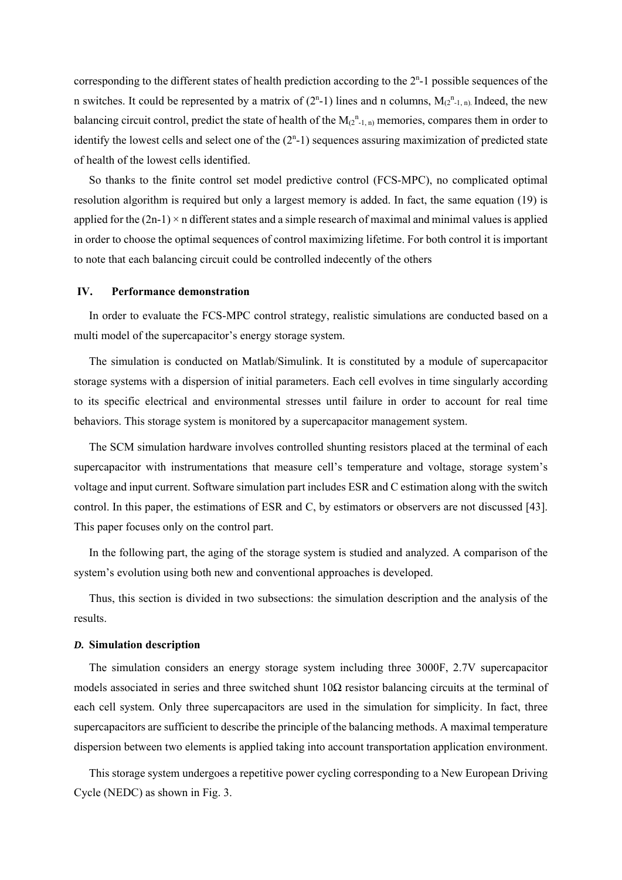corresponding to the different states of health prediction according to the $2^n$-1 possible sequences of the n switches. It could be represented by a matrix of ($2^n$-1) lines and n columns, $M_{(2^n-1, n)}$. Indeed, the new balancing circuit control, predict the state of health of the $M_{(2^n-1, n)}$ memories, compares them in order to identify the lowest cells and select one of the ($2^n$-1) sequences assuring maximization of predicted state of health of the lowest cells identified.

So thanks to the finite control set model predictive control (FCS-MPC), no complicated optimal resolution algorithm is required but only a largest memory is added. In fact, the same equation (19) is applied for the (2n-1) × n different states and a simple research of maximal and minimal values is applied in order to choose the optimal sequences of control maximizing lifetime. For both control it is important to note that each balancing circuit could be controlled indecently of the others

## IV. Performance demonstration

In order to evaluate the FCS-MPC control strategy, realistic simulations are conducted based on a multi model of the supercapacitor's energy storage system.

The simulation is conducted on Matlab/Simulink. It is constituted by a module of supercapacitor storage systems with a dispersion of initial parameters. Each cell evolves in time singularly according to its specific electrical and environmental stresses until failure in order to account for real time behaviors. This storage system is monitored by a supercapacitor management system.

The SCM simulation hardware involves controlled shunting resistors placed at the terminal of each supercapacitor with instrumentations that measure cell's temperature and voltage, storage system's voltage and input current. Software simulation part includes ESR and C estimation along with the switch control. In this paper, the estimations of ESR and C, by estimators or observers are not discussed [43]. This paper focuses only on the control part.

In the following part, the aging of the storage system is studied and analyzed. A comparison of the system's evolution using both new and conventional approaches is developed.

Thus, this section is divided in two subsections: the simulation description and the analysis of the results.

### *D.* Simulation description

The simulation considers an energy storage system including three 3000F, 2.7V supercapacitor models associated in series and three switched shunt 10Ω resistor balancing circuits at the terminal of each cell system. Only three supercapacitors are used in the simulation for simplicity. In fact, three supercapacitors are sufficient to describe the principle of the balancing methods. A maximal temperature dispersion between two elements is applied taking into account transportation application environment.

This storage system undergoes a repetitive power cycling corresponding to a New European Driving Cycle (NEDC) as shown in Fig. 3.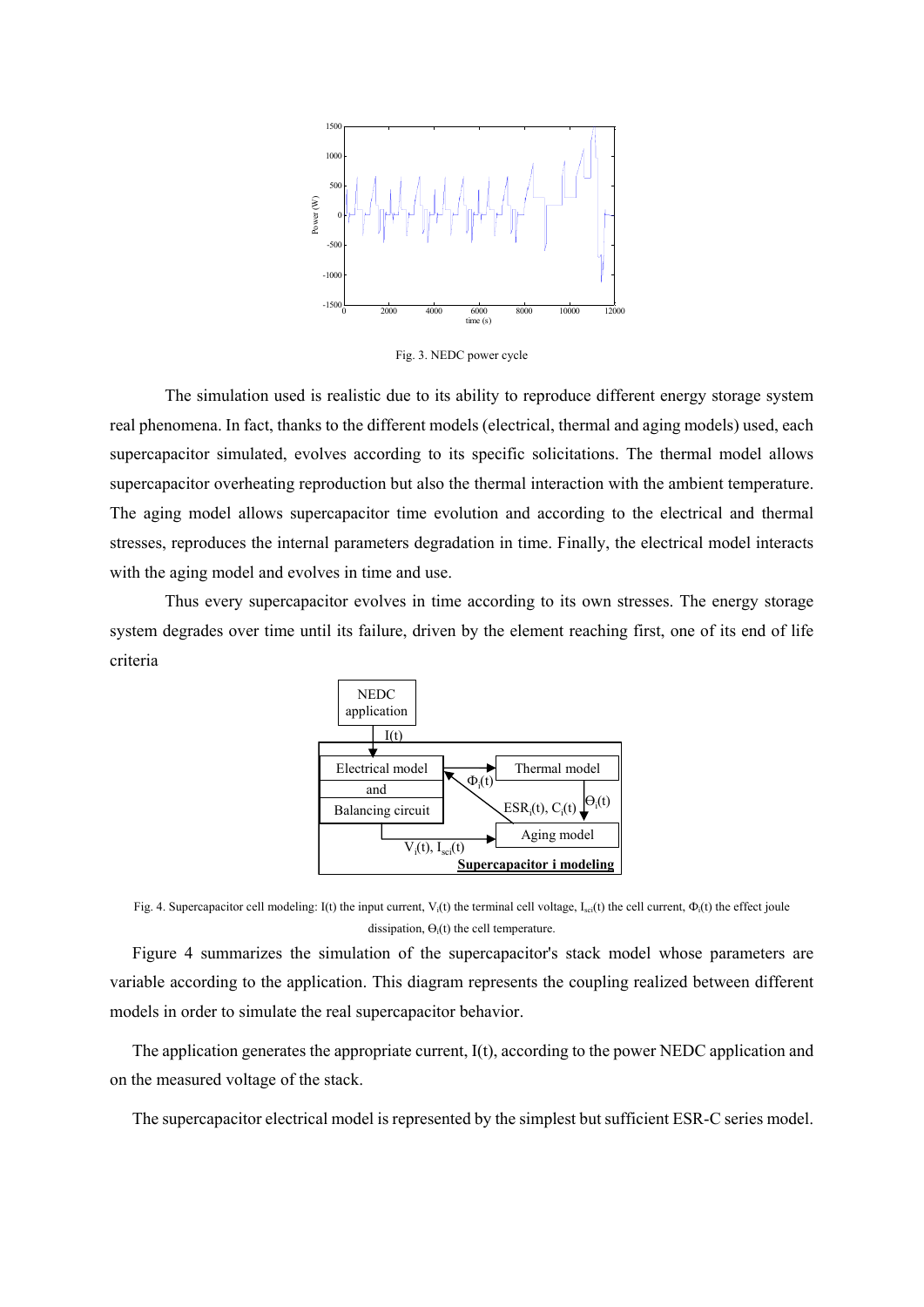Fig. 3. NEDC power cycle

The simulation used is realistic due to its ability to reproduce different energy storage system real phenomena. In fact, thanks to the different models (electrical, thermal and aging models) used, each supercapacitor simulated, evolves according to its specific solicitations. The thermal model allows supercapacitor overheating reproduction but also the thermal interaction with the ambient temperature. The aging model allows supercapacitor time evolution and according to the electrical and thermal stresses, reproduces the internal parameters degradation in time. Finally, the electrical model interacts with the aging model and evolves in time and use.

Thus every supercapacitor evolves in time according to its own stresses. The energy storage system degrades over time until its failure, driven by the element reaching first, one of its end of life criteria

Fig. 4. Supercapacitor cell modeling: I(t) the input current, $V_i(t)$ the terminal cell voltage, $I_{sci}(t)$ the cell current, $\Phi_i(t)$ the effect joule dissipation, $\Theta_i(t)$ the cell temperature.

Figure 4 summarizes the simulation of the supercapacitor's stack model whose parameters are variable according to the application. This diagram represents the coupling realized between different models in order to simulate the real supercapacitor behavior.

The application generates the appropriate current, I(t), according to the power NEDC application and on the measured voltage of the stack.

The supercapacitor electrical model is represented by the simplest but sufficient ESR-C series model.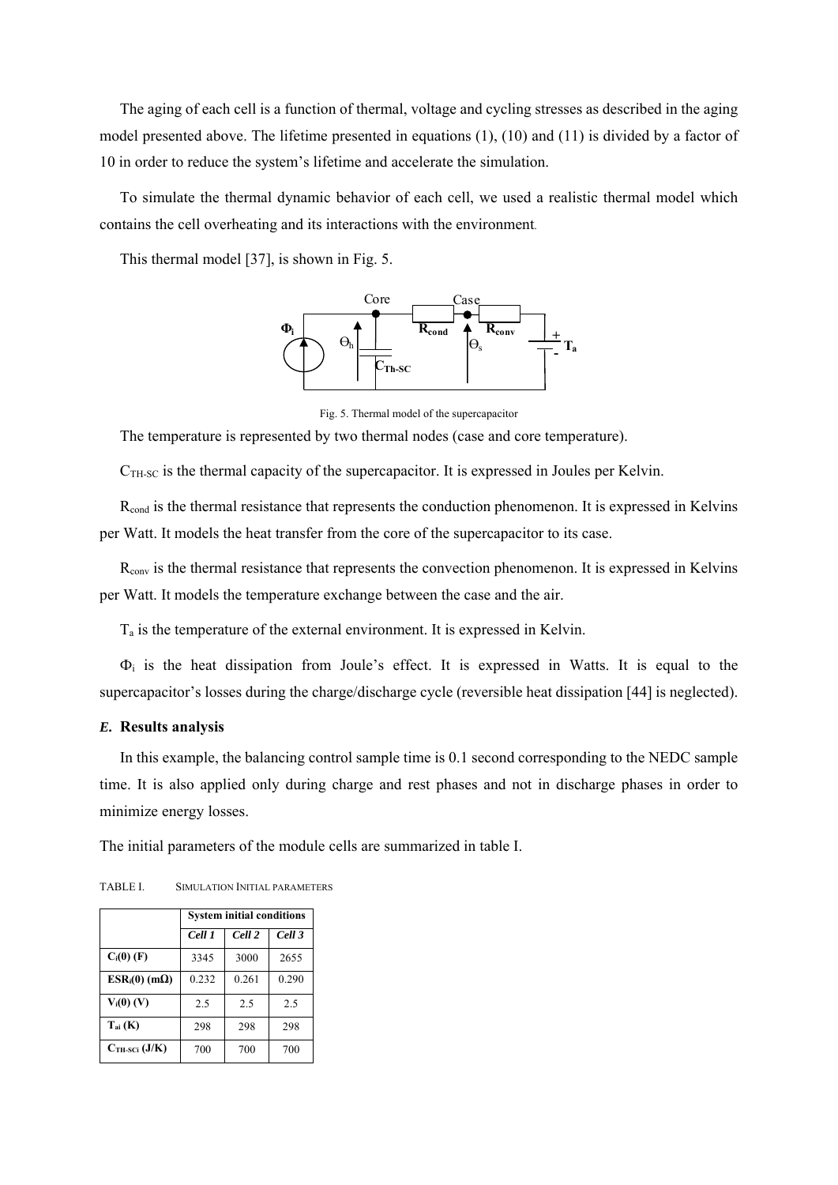The aging of each cell is a function of thermal, voltage and cycling stresses as described in the aging model presented above. The lifetime presented in equations (1), (10) and (11) is divided by a factor of 10 in order to reduce the system's lifetime and accelerate the simulation.

To simulate the thermal dynamic behavior of each cell, we used a realistic thermal model which contains the cell overheating and its interactions with the environment.

This thermal model [37], is shown in Fig. 5.

Fig. 5. Thermal model of the supercapacitor

The temperature is represented by two thermal nodes (case and core temperature).

$C_{TH\text{-}SC}$ is the thermal capacity of the supercapacitor. It is expressed in Joules per Kelvin.

$R_{cond}$ is the thermal resistance that represents the conduction phenomenon. It is expressed in Kelvins per Watt. It models the heat transfer from the core of the supercapacitor to its case.

$R_{conv}$ is the thermal resistance that represents the convection phenomenon. It is expressed in Kelvins per Watt. It models the temperature exchange between the case and the air.

$T_a$ is the temperature of the external environment. It is expressed in Kelvin.

$\Phi_i$ is the heat dissipation from Joule's effect. It is expressed in Watts. It is equal to the supercapacitor's losses during the charge/discharge cycle (reversible heat dissipation [44] is neglected).

### *E.* Results analysis

In this example, the balancing control sample time is 0.1 second corresponding to the NEDC sample time. It is also applied only during charge and rest phases and not in discharge phases in order to minimize energy losses.

The initial parameters of the module cells are summarized in table I.

TABLE I. SIMULATION INITIAL PARAMETERS

| | **System initial conditions** | | |
|---|---|---|---|
| | ***Cell 1*** | ***Cell 2*** | ***Cell 3*** |
| **$C_i(0)$ (F)** | 3345 | 3000 | 2655 |
| **$ESR_i(0)$ (mΩ)** | 0.232 | 0.261 | 0.290 |
| **$V_i(0)$ (V)** | 2.5 | 2.5 | 2.5 |
| **$T_{ai}$ (K)** | 298 | 298 | 298 |
| **$C_{TH\text{-}SCi}$ (J/K)** | 700 | 700 | 700 |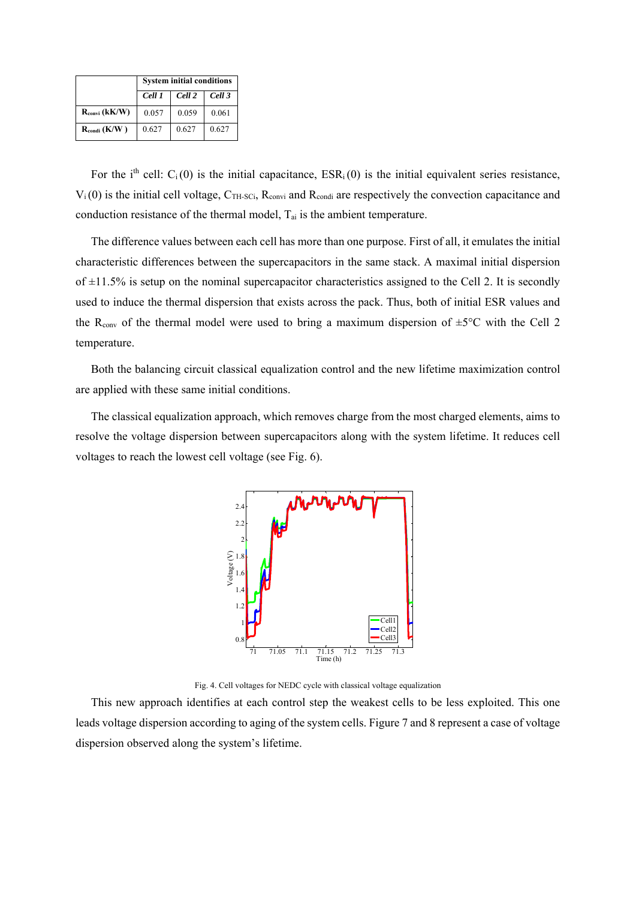| | System initial conditions | | |
|---|---|---|---|
| | *Cell 1* | *Cell 2* | *Cell 3* |
| **$R_{convi}$ (kK/W)** | 0.057 | 0.059 | 0.061 |
| **$R_{condi}$ (K/W )** | 0.627 | 0.627 | 0.627 |

For the i[th] cell: $C_i(0)$ is the initial capacitance, $ESR_i(0)$ is the initial equivalent series resistance, $V_i(0)$ is the initial cell voltage, $C_{TH\text{-}SCi}$, $R_{convi}$ and $R_{condi}$ are respectively the convection capacitance and conduction resistance of the thermal model, $T_{ai}$ is the ambient temperature.

The difference values between each cell has more than one purpose. First of all, it emulates the initial characteristic differences between the supercapacitors in the same stack. A maximal initial dispersion of ±11.5% is setup on the nominal supercapacitor characteristics assigned to the Cell 2. It is secondly used to induce the thermal dispersion that exists across the pack. Thus, both of initial ESR values and the $R_{conv}$ of the thermal model were used to bring a maximum dispersion of ±5°C with the Cell 2 temperature.

Both the balancing circuit classical equalization control and the new lifetime maximization control are applied with these same initial conditions.

The classical equalization approach, which removes charge from the most charged elements, aims to resolve the voltage dispersion between supercapacitors along with the system lifetime. It reduces cell voltages to reach the lowest cell voltage (see Fig. 6).

Fig. 4. Cell voltages for NEDC cycle with classical voltage equalization

This new approach identifies at each control step the weakest cells to be less exploited. This one leads voltage dispersion according to aging of the system cells. Figure 7 and 8 represent a case of voltage dispersion observed along the system's lifetime.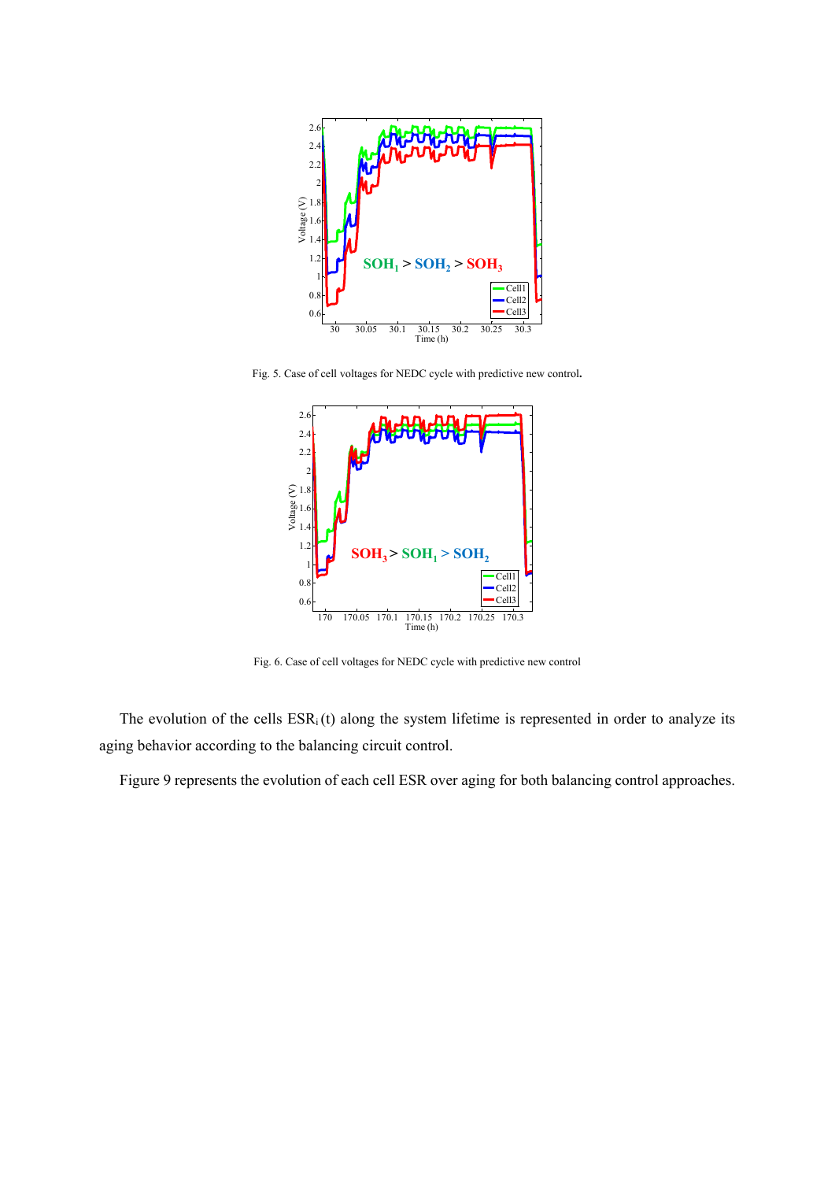Fig. 5. Case of cell voltages for NEDC cycle with predictive new control**.**

Fig. 6. Case of cell voltages for NEDC cycle with predictive new control

The evolution of the cells $ESR_i(t)$ along the system lifetime is represented in order to analyze its aging behavior according to the balancing circuit control.

Figure 9 represents the evolution of each cell ESR over aging for both balancing control approaches.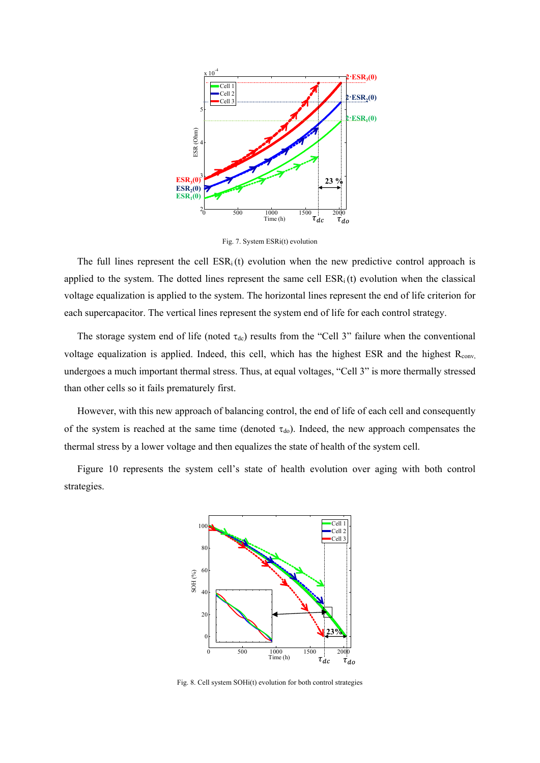Fig. 7. System ESRi(t) evolution

The full lines represent the cell $ESR_i(t)$ evolution when the new predictive control approach is applied to the system. The dotted lines represent the same cell $ESR_i(t)$ evolution when the classical voltage equalization is applied to the system. The horizontal lines represent the end of life criterion for each supercapacitor. The vertical lines represent the system end of life for each control strategy.

The storage system end of life (noted $\tau_{dc}$) results from the "Cell 3" failure when the conventional voltage equalization is applied. Indeed, this cell, which has the highest ESR and the highest $R_{conv}$, undergoes a much important thermal stress. Thus, at equal voltages, "Cell 3" is more thermally stressed than other cells so it fails prematurely first.

However, with this new approach of balancing control, the end of life of each cell and consequently of the system is reached at the same time (denoted $\tau_{do}$). Indeed, the new approach compensates the thermal stress by a lower voltage and then equalizes the state of health of the system cell.

Figure 10 represents the system cell's state of health evolution over aging with both control strategies.

Fig. 8. Cell system SOHi(t) evolution for both control strategies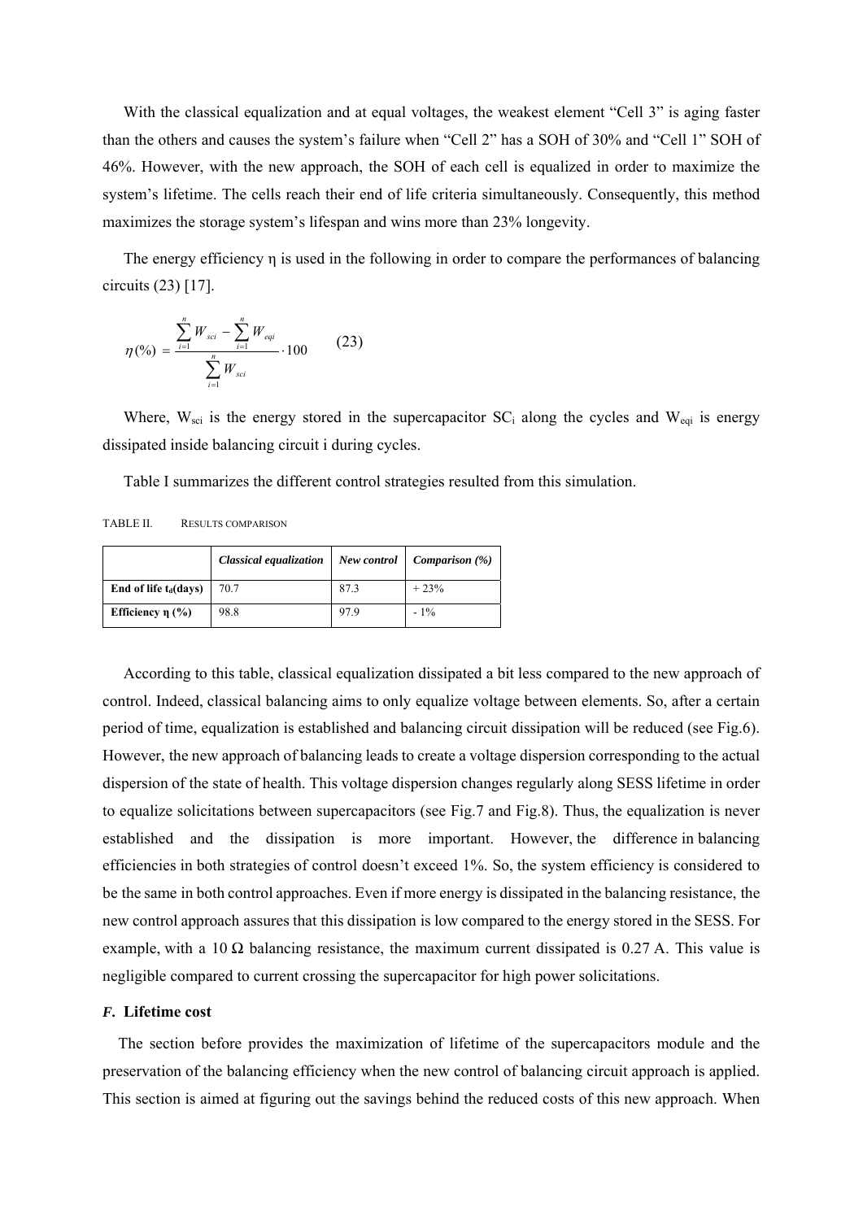With the classical equalization and at equal voltages, the weakest element "Cell 3" is aging faster than the others and causes the system's failure when "Cell 2" has a SOH of 30% and "Cell 1" SOH of 46%. However, with the new approach, the SOH of each cell is equalized in order to maximize the system's lifetime. The cells reach their end of life criteria simultaneously. Consequently, this method maximizes the storage system's lifespan and wins more than 23% longevity.

The energy efficiency η is used in the following in order to compare the performances of balancing circuits (23) [17].

$$\eta(\%) = \frac{\sum_{i=1}^{n} W_{sci} - \sum_{i=1}^{n} W_{eqi}}{\sum_{i=1}^{n} W_{sci}} \cdot 100 \qquad (23)$$

Where, $W_{sci}$ is the energy stored in the supercapacitor $SC_i$ along the cycles and $W_{eqi}$ is energy dissipated inside balancing circuit i during cycles.

Table I summarizes the different control strategies resulted from this simulation.

TABLE II. RESULTS COMPARISON

| | *Classical equalization* | *New control* | *Comparison (%)* |
|---|---|---|---|
| **End of life $t_d$(days)** | 70.7 | 87.3 | + 23% |
| **Efficiency η (%)** | 98.8 | 97.9 | - 1% |

According to this table, classical equalization dissipated a bit less compared to the new approach of control. Indeed, classical balancing aims to only equalize voltage between elements. So, after a certain period of time, equalization is established and balancing circuit dissipation will be reduced (see Fig.6). However, the new approach of balancing leads to create a voltage dispersion corresponding to the actual dispersion of the state of health. This voltage dispersion changes regularly along SESS lifetime in order to equalize solicitations between supercapacitors (see Fig.7 and Fig.8). Thus, the equalization is never established and the dissipation is more important. However, the difference in balancing efficiencies in both strategies of control doesn't exceed 1%. So, the system efficiency is considered to be the same in both control approaches. Even if more energy is dissipated in the balancing resistance, the new control approach assures that this dissipation is low compared to the energy stored in the SESS. For example, with a 10 Ω balancing resistance, the maximum current dissipated is 0.27 A. This value is negligible compared to current crossing the supercapacitor for high power solicitations.

### *F.* Lifetime cost

The section before provides the maximization of lifetime of the supercapacitors module and the preservation of the balancing efficiency when the new control of balancing circuit approach is applied. This section is aimed at figuring out the savings behind the reduced costs of this new approach. When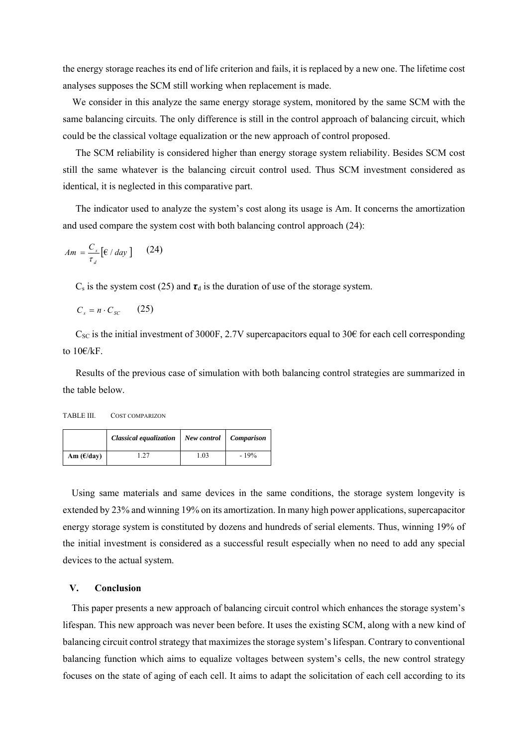the energy storage reaches its end of life criterion and fails, it is replaced by a new one. The lifetime cost analyses supposes the SCM still working when replacement is made.

We consider in this analyze the same energy storage system, monitored by the same SCM with the same balancing circuits. The only difference is still in the control approach of balancing circuit, which could be the classical voltage equalization or the new approach of control proposed.

The SCM reliability is considered higher than energy storage system reliability. Besides SCM cost still the same whatever is the balancing circuit control used. Thus SCM investment considered as identical, it is neglected in this comparative part.

The indicator used to analyze the system's cost along its usage is Am. It concerns the amortization and used compare the system cost with both balancing control approach (24):

$$Am = \frac{C_s}{\tau_d}\left[€ / day\right] \quad (24)$$

$C_s$ is the system cost (25) and $\boldsymbol{\tau}_d$ is the duration of use of the storage system.

$$C_s = n \cdot C_{SC} \quad (25)$$

$C_{SC}$ is the initial investment of 3000F, 2.7V supercapacitors equal to 30€ for each cell corresponding to 10€/kF.

Results of the previous case of simulation with both balancing control strategies are summarized in the table below.

TABLE III. COST COMPARIZON

| | *Classical equalization* | *New control* | *Comparison* |
|---|---|---|---|
| **Am (€/day)** | 1.27 | 1.03 | - 19% |

Using same materials and same devices in the same conditions, the storage system longevity is extended by 23% and winning 19% on its amortization. In many high power applications, supercapacitor energy storage system is constituted by dozens and hundreds of serial elements. Thus, winning 19% of the initial investment is considered as a successful result especially when no need to add any special devices to the actual system.

## V. Conclusion

This paper presents a new approach of balancing circuit control which enhances the storage system's lifespan. This new approach was never been before. It uses the existing SCM, along with a new kind of balancing circuit control strategy that maximizes the storage system's lifespan. Contrary to conventional balancing function which aims to equalize voltages between system's cells, the new control strategy focuses on the state of aging of each cell. It aims to adapt the solicitation of each cell according to its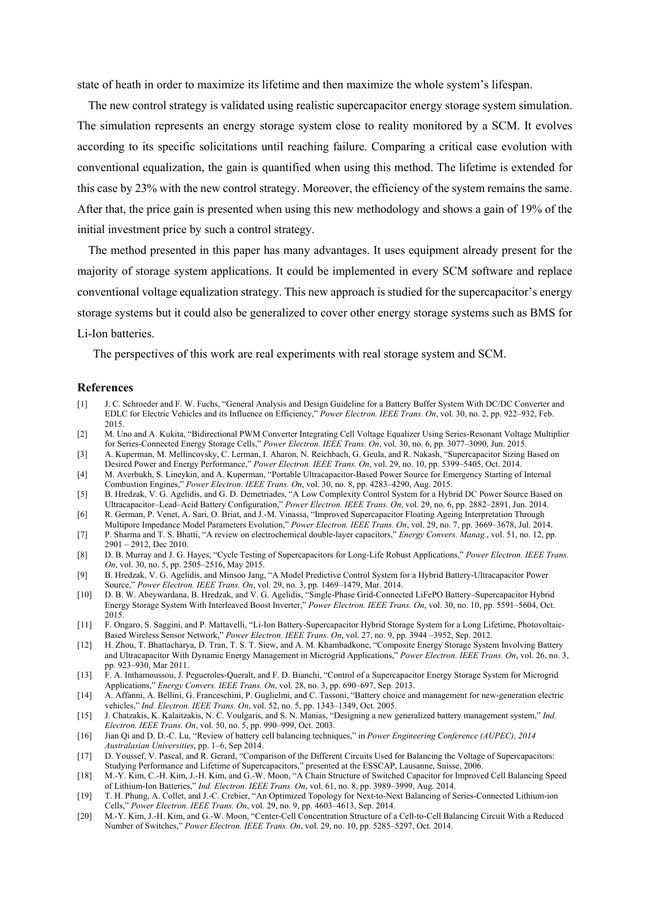state of heath in order to maximize its lifetime and then maximize the whole system's lifespan.

The new control strategy is validated using realistic supercapacitor energy storage system simulation. The simulation represents an energy storage system close to reality monitored by a SCM. It evolves according to its specific solicitations until reaching failure. Comparing a critical case evolution with conventional equalization, the gain is quantified when using this method. The lifetime is extended for this case by 23% with the new control strategy. Moreover, the efficiency of the system remains the same. After that, the price gain is presented when using this new methodology and shows a gain of 19% of the initial investment price by such a control strategy.

The method presented in this paper has many advantages. It uses equipment already present for the majority of storage system applications. It could be implemented in every SCM software and replace conventional voltage equalization strategy. This new approach is studied for the supercapacitor's energy storage systems but it could also be generalized to cover other energy storage systems such as BMS for Li-Ion batteries.

The perspectives of this work are real experiments with real storage system and SCM.

## References

[1] J. C. Schroeder and F. W. Fuchs, "General Analysis and Design Guideline for a Battery Buffer System With DC/DC Converter and EDLC for Electric Vehicles and its Influence on Efficiency," *Power Electron. IEEE Trans. On*, vol. 30, no. 2, pp. 922–932, Feb. 2015.

[2] M. Uno and A. Kukita, "Bidirectional PWM Converter Integrating Cell Voltage Equalizer Using Series-Resonant Voltage Multiplier for Series-Connected Energy Storage Cells," *Power Electron. IEEE Trans. On*, vol. 30, no. 6, pp. 3077–3090, Jun. 2015.

[3] A. Kuperman, M. Mellincovsky, C. Lerman, I. Aharon, N. Reichbach, G. Geula, and R. Nakash, "Supercapacitor Sizing Based on Desired Power and Energy Performance," *Power Electron. IEEE Trans. On*, vol. 29, no. 10, pp. 5399–5405, Oct. 2014.

[4] M. Averbukh, S. Lineykin, and A. Kuperman, "Portable Ultracapacitor-Based Power Source for Emergency Starting of Internal Combustion Engines," *Power Electron. IEEE Trans. On*, vol. 30, no. 8, pp. 4283–4290, Aug. 2015.

[5] B. Hredzak, V. G. Agelidis, and G. D. Demetriades, "A Low Complexity Control System for a Hybrid DC Power Source Based on Ultracapacitor–Lead–Acid Battery Configuration," *Power Electron. IEEE Trans. On*, vol. 29, no. 6, pp. 2882–2891, Jun. 2014.

[6] R. German, P. Venet, A. Sari, O. Briat, and J.-M. Vinassa, "Improved Supercapacitor Floating Ageing Interpretation Through Multipore Impedance Model Parameters Evolution," *Power Electron. IEEE Trans. On*, vol. 29, no. 7, pp. 3669–3678, Jul. 2014.

[7] P. Sharma and T. S. Bhatti, "A review on electrochemical double-layer capacitors," *Energy Convers. Manag.*, vol. 51, no. 12, pp. 2901 – 2912, Dec 2010.

[8] D. B. Murray and J. G. Hayes, "Cycle Testing of Supercapacitors for Long-Life Robust Applications," *Power Electron. IEEE Trans. On*, vol. 30, no. 5, pp. 2505–2516, May 2015.

[9] B. Hredzak, V. G. Agelidis, and Minsoo Jang, "A Model Predictive Control System for a Hybrid Battery-Ultracapacitor Power Source," *Power Electron. IEEE Trans. On*, vol. 29, no. 3, pp. 1469–1479, Mar. 2014.

[10] D. B. W. Abeywardana, B. Hredzak, and V. G. Agelidis, "Single-Phase Grid-Connected LiFePO Battery–Supercapacitor Hybrid Energy Storage System With Interleaved Boost Inverter," *Power Electron. IEEE Trans. On*, vol. 30, no. 10, pp. 5591–5604, Oct. 2015.

[11] F. Ongaro, S. Saggini, and P. Mattavelli, "Li-Ion Battery-Supercapacitor Hybrid Storage System for a Long Lifetime, Photovoltaic-Based Wireless Sensor Network," *Power Electron. IEEE Trans. On*, vol. 27, no. 9, pp. 3944 –3952, Sep. 2012.

[12] H. Zhou, T. Bhattacharya, D. Tran, T. S. T. Siew, and A. M. Khambadkone, "Composite Energy Storage System Involving Battery and Ultracapacitor With Dynamic Energy Management in Microgrid Applications," *Power Electron. IEEE Trans. On*, vol. 26, no. 3, pp. 923–930, Mar 2011.

[13] F. A. Inthamoussou, J. Pegueroles-Queralt, and F. D. Bianchi, "Control of a Supercapacitor Energy Storage System for Microgrid Applications," *Energy Convers. IEEE Trans. On*, vol. 28, no. 3, pp. 690–697, Sep. 2013.

[14] A. Affanni, A. Bellini, G. Franceschini, P. Guglielmi, and C. Tassoni, "Battery choice and management for new-generation electric vehicles," *Ind. Electron. IEEE Trans. On*, vol. 52, no. 5, pp. 1343–1349, Oct. 2005.

[15] J. Chatzakis, K. Kalaitzakis, N. C. Voulgaris, and S. N. Manias, "Designing a new generalized battery management system," *Ind. Electron. IEEE Trans. On*, vol. 50, no. 5, pp. 990–999, Oct. 2003.

[16] Jian Qi and D. D.-C. Lu, "Review of battery cell balancing techniques," in *Power Engineering Conference (AUPEC), 2014 Australasian Universities*, pp. 1–6, Sep 2014.

[17] D. Youssef, V. Pascal, and R. Gerard, "Comparison of the Different Circuits Used for Balancing the Voltage of Supercapacitors: Studying Performance and Lifetime of Supercapacitors," presented at the ESSCAP, Lausanne, Suisse, 2006.

[18] M.-Y. Kim, C.-H. Kim, J.-H. Kim, and G.-W. Moon, "A Chain Structure of Switched Capacitor for Improved Cell Balancing Speed of Lithium-Ion Batteries," *Ind. Electron. IEEE Trans. On*, vol. 61, no. 8, pp. 3989–3999, Aug. 2014.

[19] T. H. Phung, A. Collet, and J.-C. Crebier, "An Optimized Topology for Next-to-Next Balancing of Series-Connected Lithium-ion Cells," *Power Electron. IEEE Trans. On*, vol. 29, no. 9, pp. 4603–4613, Sep. 2014.

[20] M.-Y. Kim, J.-H. Kim, and G.-W. Moon, "Center-Cell Concentration Structure of a Cell-to-Cell Balancing Circuit With a Reduced Number of Switches," *Power Electron. IEEE Trans. On*, vol. 29, no. 10, pp. 5285–5297, Oct. 2014.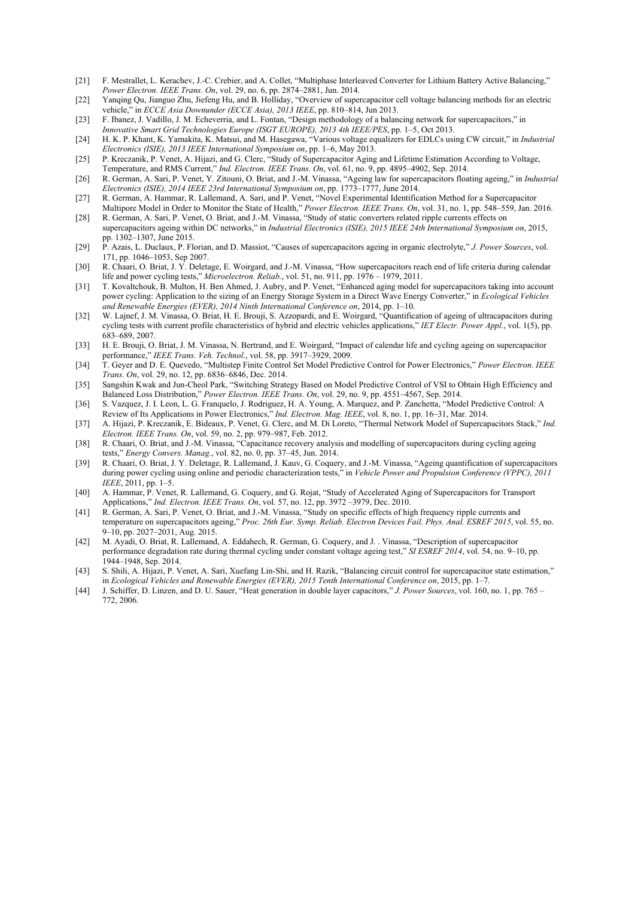[21] F. Mestrallet, L. Kerachev, J.-C. Crebier, and A. Collet, "Multiphase Interleaved Converter for Lithium Battery Active Balancing," *Power Electron. IEEE Trans. On*, vol. 29, no. 6, pp. 2874–2881, Jun. 2014.

[22] Yanqing Qu, Jianguo Zhu, Jiefeng Hu, and B. Holliday, "Overview of supercapacitor cell voltage balancing methods for an electric vehicle," in *ECCE Asia Downunder (ECCE Asia), 2013 IEEE*, pp. 810–814, Jun 2013.

[23] F. Ibanez, J. Vadillo, J. M. Echeverria, and L. Fontan, "Design methodology of a balancing network for supercapacitors," in *Innovative Smart Grid Technologies Europe (ISGT EUROPE), 2013 4th IEEE/PES*, pp. 1–5, Oct 2013.

[24] H. K. P. Khant, K. Yamakita, K. Matsui, and M. Hasegawa, "Various voltage equalizers for EDLCs using CW circuit," in *Industrial Electronics (ISIE), 2013 IEEE International Symposium on*, pp. 1–6, May 2013.

[25] P. Kreczanik, P. Venet, A. Hijazi, and G. Clerc, "Study of Supercapacitor Aging and Lifetime Estimation According to Voltage, Temperature, and RMS Current," *Ind. Electron. IEEE Trans. On*, vol. 61, no. 9, pp. 4895–4902, Sep. 2014.

[26] R. German, A. Sari, P. Venet, Y. Zitouni, O. Briat, and J.-M. Vinassa, "Ageing law for supercapacitors floating ageing," in *Industrial Electronics (ISIE), 2014 IEEE 23rd International Symposium on*, pp. 1773–1777, June 2014.

[27] R. German, A. Hammar, R. Lallemand, A. Sari, and P. Venet, "Novel Experimental Identification Method for a Supercapacitor Multipore Model in Order to Monitor the State of Health," *Power Electron. IEEE Trans. On*, vol. 31, no. 1, pp. 548–559, Jan. 2016.

[28] R. German, A. Sari, P. Venet, O. Briat, and J.-M. Vinassa, "Study of static converters related ripple currents effects on supercapacitors ageing within DC networks," in *Industrial Electronics (ISIE), 2015 IEEE 24th International Symposium on*, 2015, pp. 1302–1307, June 2015.

[29] P. Azais, L. Duclaux, P. Florian, and D. Massiot, "Causes of supercapacitors ageing in organic electrolyte," *J. Power Sources*, vol. 171, pp. 1046–1053, Sep 2007.

[30] R. Chaari, O. Briat, J. Y. Deletage, E. Woirgard, and J.-M. Vinassa, "How supercapacitors reach end of life criteria during calendar life and power cycling tests," *Microelectron. Reliab.*, vol. 51, no. 911, pp. 1976 – 1979, 2011.

[31] T. Kovaltchouk, B. Multon, H. Ben Ahmed, J. Aubry, and P. Venet, "Enhanced aging model for supercapacitors taking into account power cycling: Application to the sizing of an Energy Storage System in a Direct Wave Energy Converter," in *Ecological Vehicles and Renewable Energies (EVER), 2014 Ninth International Conference on*, 2014, pp. 1–10.

[32] W. Lajnef, J. M. Vinassa, O. Briat, H. E. Brouji, S. Azzopardi, and E. Woirgard, "Quantification of ageing of ultracapacitors during cycling tests with current profile characteristics of hybrid and electric vehicles applications," *IET Electr. Power Appl.*, vol. 1(5), pp. 683–689, 2007.

[33] H. E. Brouji, O. Briat, J. M. Vinassa, N. Bertrand, and E. Woirgard, "Impact of calendar life and cycling ageing on supercapacitor performance," *IEEE Trans. Veh. Technol.*, vol. 58, pp. 3917–3929, 2009.

[34] T. Geyer and D. E. Quevedo, "Multistep Finite Control Set Model Predictive Control for Power Electronics," *Power Electron. IEEE Trans. On*, vol. 29, no. 12, pp. 6836–6846, Dec. 2014.

[35] Sangshin Kwak and Jun-Cheol Park, "Switching Strategy Based on Model Predictive Control of VSI to Obtain High Efficiency and Balanced Loss Distribution," *Power Electron. IEEE Trans. On*, vol. 29, no. 9, pp. 4551–4567, Sep. 2014.

[36] S. Vazquez, J. I. Leon, L. G. Franquelo, J. Rodriguez, H. A. Young, A. Marquez, and P. Zanchetta, "Model Predictive Control: A Review of Its Applications in Power Electronics," *Ind. Electron. Mag. IEEE*, vol. 8, no. 1, pp. 16–31, Mar. 2014.

[37] A. Hijazi, P. Kreczanik, E. Bideaux, P. Venet, G. Clerc, and M. Di Loreto, "Thermal Network Model of Supercapacitors Stack," *Ind. Electron. IEEE Trans. On*, vol. 59, no. 2, pp. 979–987, Feb. 2012.

[38] R. Chaari, O. Briat, and J.-M. Vinassa, "Capacitance recovery analysis and modelling of supercapacitors during cycling ageing tests," *Energy Convers. Manag.*, vol. 82, no. 0, pp. 37–45, Jun. 2014.

[39] R. Chaari, O. Briat, J. Y. Deletage, R. Lallemand, J. Kauv, G. Coquery, and J.-M. Vinassa, "Ageing quantification of supercapacitors during power cycling using online and periodic characterization tests," in *Vehicle Power and Propulsion Conference (VPPC), 2011 IEEE*, 2011, pp. 1–5.

[40] A. Hammar, P. Venet, R. Lallemand, G. Coquery, and G. Rojat, "Study of Accelerated Aging of Supercapacitors for Transport Applications," *Ind. Electron. IEEE Trans. On*, vol. 57, no. 12, pp. 3972 –3979, Dec. 2010.

[41] R. German, A. Sari, P. Venet, O. Briat, and J.-M. Vinassa, "Study on specific effects of high frequency ripple currents and temperature on supercapacitors ageing," *Proc. 26th Eur. Symp. Reliab. Electron Devices Fail. Phys. Anal. ESREF 2015*, vol. 55, no. 9–10, pp. 2027–2031, Aug. 2015.

[42] M. Ayadi, O. Briat, R. Lallemand, A. Eddahech, R. German, G. Coquery, and J. . Vinassa, "Description of supercapacitor performance degradation rate during thermal cycling under constant voltage ageing test," *SI ESREF 2014*, vol. 54, no. 9–10, pp. 1944–1948, Sep. 2014.

[43] S. Shili, A. Hijazi, P. Venet, A. Sari, Xuefang Lin-Shi, and H. Razik, "Balancing circuit control for supercapacitor state estimation," in *Ecological Vehicles and Renewable Energies (EVER), 2015 Tenth International Conference on*, 2015, pp. 1–7.

[44] J. Schiffer, D. Linzen, and D. U. Sauer, "Heat generation in double layer capacitors," *J. Power Sources*, vol. 160, no. 1, pp. 765 – 772, 2006.